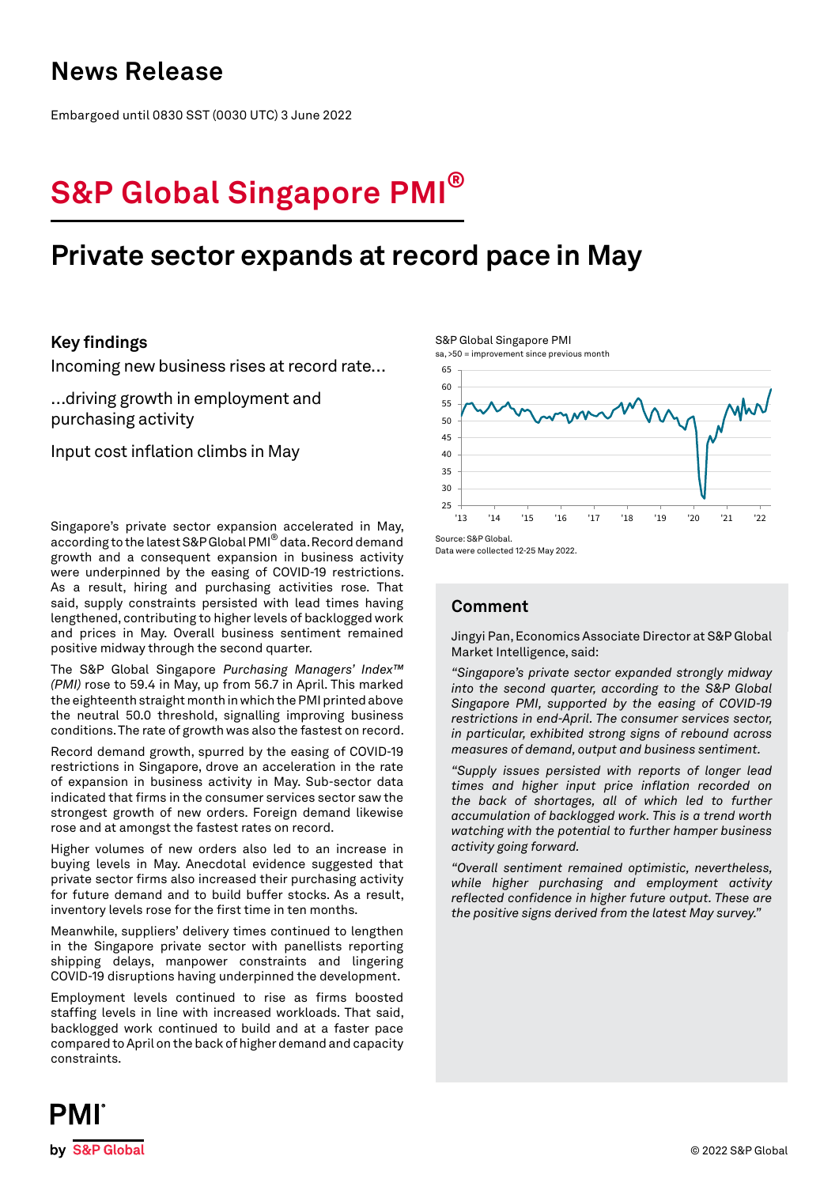# News Release

Embargoed until 0830 SST (0030 UTC) 3 June 2022

# S&P Global Singapore PMI®

## Private sector expands at record pace in May

### Key findings

Incoming new business rises at record rate...

...driving growth in employment and purchasing activity

Input cost inflation climbs in May

S&P Global Singapore PMI
sa, >50 = improvement since previous month

Source: S&P Global.
Data were collected 12-25 May 2022.

Singapore's private sector expansion accelerated in May, according to the latest S&P Global PMI® data. Record demand growth and a consequent expansion in business activity were underpinned by the easing of COVID-19 restrictions. As a result, hiring and purchasing activities rose. That said, supply constraints persisted with lead times having lengthened, contributing to higher levels of backlogged work and prices in May. Overall business sentiment remained positive midway through the second quarter.

The S&P Global Singapore *Purchasing Managers' Index™ (PMI)* rose to 59.4 in May, up from 56.7 in April. This marked the eighteenth straight month in which the PMI printed above the neutral 50.0 threshold, signalling improving business conditions. The rate of growth was also the fastest on record.

Record demand growth, spurred by the easing of COVID-19 restrictions in Singapore, drove an acceleration in the rate of expansion in business activity in May. Sub-sector data indicated that firms in the consumer services sector saw the strongest growth of new orders. Foreign demand likewise rose and at amongst the fastest rates on record.

Higher volumes of new orders also led to an increase in buying levels in May. Anecdotal evidence suggested that private sector firms also increased their purchasing activity for future demand and to build buffer stocks. As a result, inventory levels rose for the first time in ten months.

Meanwhile, suppliers' delivery times continued to lengthen in the Singapore private sector with panellists reporting shipping delays, manpower constraints and lingering COVID-19 disruptions having underpinned the development.

Employment levels continued to rise as firms boosted staffing levels in line with increased workloads. That said, backlogged work continued to build and at a faster pace compared to April on the back of higher demand and capacity constraints.

### Comment

Jingyi Pan, Economics Associate Director at S&P Global Market Intelligence, said:

*"Singapore's private sector expanded strongly midway into the second quarter, according to the S&P Global Singapore PMI, supported by the easing of COVID-19 restrictions in end-April. The consumer services sector, in particular, exhibited strong signs of rebound across measures of demand, output and business sentiment.*

*"Supply issues persisted with reports of longer lead times and higher input price inflation recorded on the back of shortages, all of which led to further accumulation of backlogged work. This is a trend worth watching with the potential to further hamper business activity going forward.*

*"Overall sentiment remained optimistic, nevertheless, while higher purchasing and employment activity reflected confidence in higher future output. These are the positive signs derived from the latest May survey."*

PMI by S&P Global

© 2022 S&P Global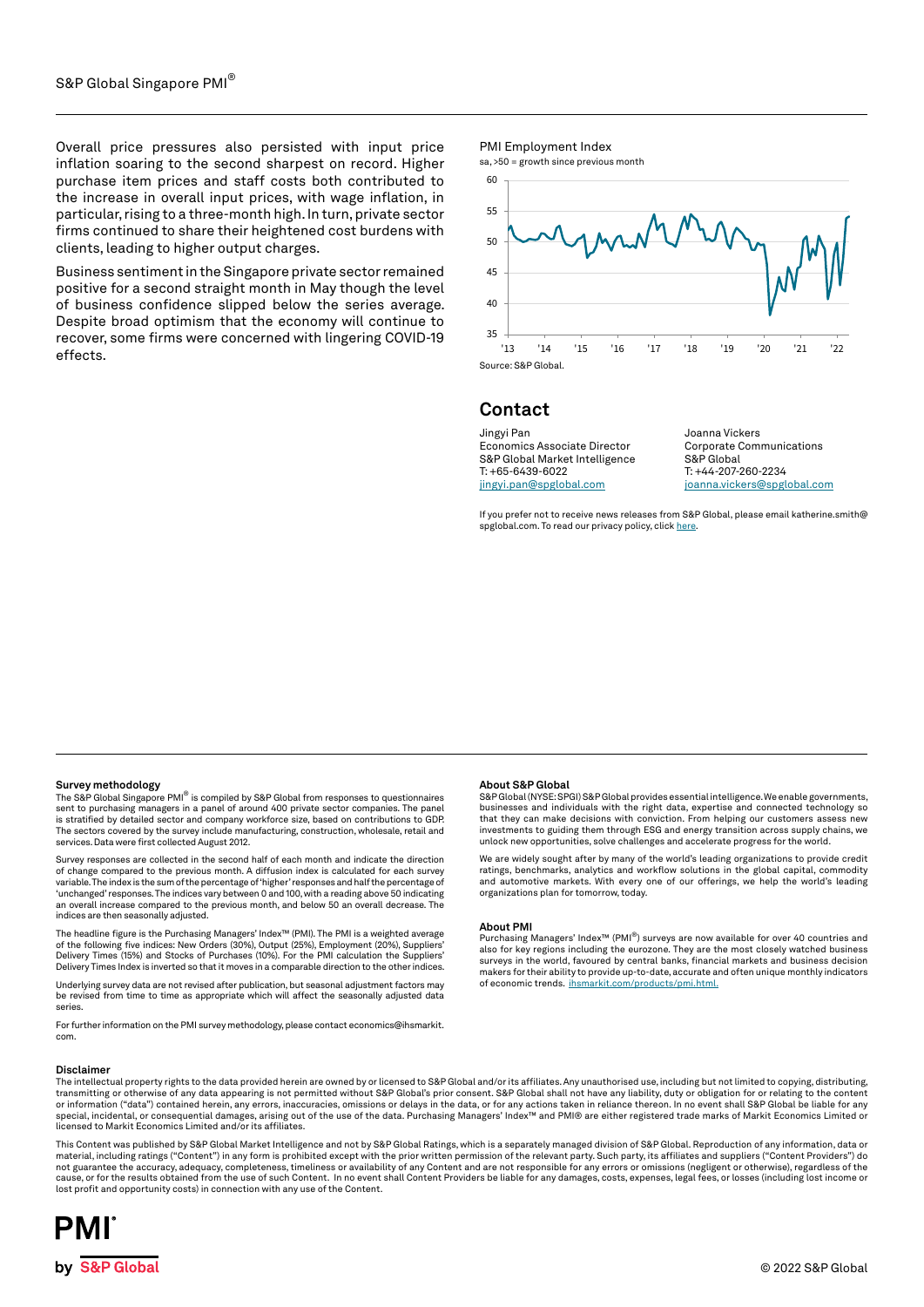Overall price pressures also persisted with input price inflation soaring to the second sharpest on record. Higher purchase item prices and staff costs both contributed to the increase in overall input prices, with wage inflation, in particular, rising to a three-month high. In turn, private sector firms continued to share their heightened cost burdens with clients, leading to higher output charges.

Business sentiment in the Singapore private sector remained positive for a second straight month in May though the level of business confidence slipped below the series average. Despite broad optimism that the economy will continue to recover, some firms were concerned with lingering COVID-19 effects.

PMI Employment Index

sa, >50 = growth since previous month

60
55
50
45
40
35

'13 '14 '15 '16 '17 '18 '19 '20 '21 '22

Source: S&P Global.

## Contact

Jingyi Pan
Economics Associate Director
S&P Global Market Intelligence
T: +65-6439-6022
jingyi.pan@spglobal.com

Joanna Vickers
Corporate Communications
S&P Global
T: +44-207-260-2234
joanna.vickers@spglobal.com

If you prefer not to receive news releases from S&P Global, please email katherine.smith@spglobal.com. To read our privacy policy, click here.

### Survey methodology

The S&P Global Singapore PMI® is compiled by S&P Global from responses to questionnaires sent to purchasing managers in a panel of around 400 private sector companies. The panel is stratified by detailed sector and company workforce size, based on contributions to GDP. The sectors covered by the survey include manufacturing, construction, wholesale, retail and services. Data were first collected August 2012.

Survey responses are collected in the second half of each month and indicate the direction of change compared to the previous month. A diffusion index is calculated for each survey variable. The index is the sum of the percentage of 'higher' responses and half the percentage of 'unchanged' responses. The indices vary between 0 and 100, with a reading above 50 indicating an overall increase compared to the previous month, and below 50 an overall decrease. The indices are then seasonally adjusted.

The headline figure is the Purchasing Managers' Index™ (PMI). The PMI is a weighted average of the following five indices: New Orders (30%), Output (25%), Employment (20%), Suppliers' Delivery Times (15%) and Stocks of Purchases (10%). For the PMI calculation the Suppliers' Delivery Times Index is inverted so that it moves in a comparable direction to the other indices.

Underlying survey data are not revised after publication, but seasonal adjustment factors may be revised from time to time as appropriate which will affect the seasonally adjusted data series.

For further information on the PMI survey methodology, please contact economics@ihsmarkit.com.

### About S&P Global

S&P Global (NYSE: SPGI) S&P Global provides essential intelligence. We enable governments, businesses and individuals with the right data, expertise and connected technology so that they can make decisions with conviction. From helping our customers assess new investments to guiding them through ESG and energy transition across supply chains, we unlock new opportunities, solve challenges and accelerate progress for the world.

We are widely sought after by many of the world's leading organizations to provide credit ratings, benchmarks, analytics and workflow solutions in the global capital, commodity and automotive markets. With every one of our offerings, we help the world's leading organizations plan for tomorrow, today.

### About PMI

Purchasing Managers' Index™ (PMI®) surveys are now available for over 40 countries and also for key regions including the eurozone. They are the most closely watched business surveys in the world, favoured by central banks, financial markets and business decision makers for their ability to provide up-to-date, accurate and often unique monthly indicators of economic trends. ihsmarkit.com/products/pmi.html.

### Disclaimer

The intellectual property rights to the data provided herein are owned by or licensed to S&P Global and/or its affiliates. Any unauthorised use, including but not limited to copying, distributing, transmitting or otherwise of any data appearing is not permitted without S&P Global's prior consent. S&P Global shall not have any liability, duty or obligation for or relating to the content or information ("data") contained herein, any errors, inaccuracies, omissions or delays in the data, or for any actions taken in reliance thereon. In no event shall S&P Global be liable for any special, incidental, or consequential damages, arising out of the use of the data. Purchasing Managers' Index™ and PMI® are either registered trade marks of Markit Economics Limited or licensed to Markit Economics Limited and/or its affiliates.

This Content was published by S&P Global Market Intelligence and not by S&P Global Ratings, which is a separately managed division of S&P Global. Reproduction of any information, data or material, including ratings ("Content") in any form is prohibited except with the prior written permission of the relevant party. Such party, its affiliates and suppliers ("Content Providers") do not guarantee the accuracy, adequacy, completeness, timeliness or availability of any Content and are not responsible for any errors or omissions (negligent or otherwise), regardless of the cause, or for the results obtained from the use of such Content. In no event shall Content Providers be liable for any damages, costs, expenses, legal fees, or losses (including lost income or lost profit and opportunity costs) in connection with any use of the Content.

PMI by S&P Global

© 2022 S&P Global